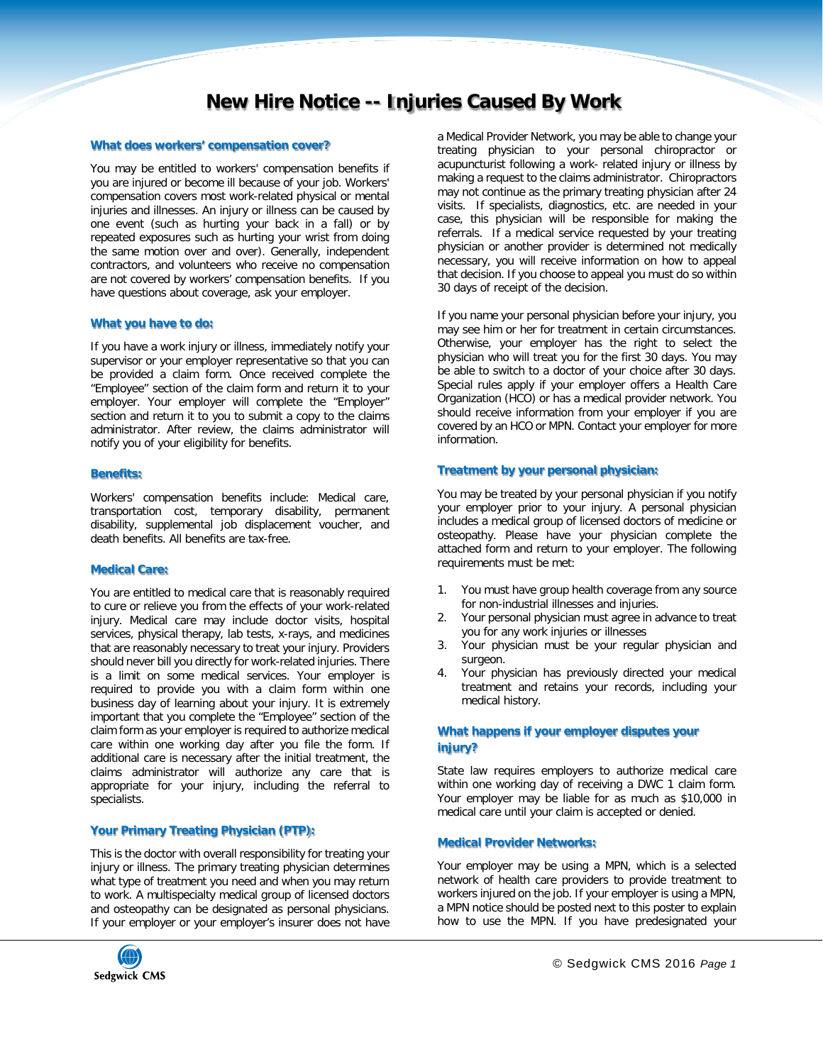# New Hire Notice -- Injuries Caused By Work

### What does workers' compensation cover?

You may be entitled to workers' compensation benefits if you are injured or become ill because of your job. Workers' compensation covers most work-related physical or mental injuries and illnesses. An injury or illness can be caused by one event (such as hurting your back in a fall) or by repeated exposures such as hurting your wrist from doing the same motion over and over). Generally, independent contractors, and volunteers who receive no compensation are not covered by workers' compensation benefits. If you have questions about coverage, ask your employer.

### What you have to do:

If you have a work injury or illness, immediately notify your supervisor or your employer representative so that you can be provided a claim form. Once received complete the "Employee" section of the claim form and return it to your employer. Your employer will complete the "Employer" section and return it to you to submit a copy to the claims administrator. After review, the claims administrator will notify you of your eligibility for benefits.

### Benefits:

Workers' compensation benefits include: Medical care, transportation cost, temporary disability, permanent disability, supplemental job displacement voucher, and death benefits. All benefits are tax-free.

### Medical Care:

You are entitled to medical care that is reasonably required to cure or relieve you from the effects of your work-related injury. Medical care may include doctor visits, hospital services, physical therapy, lab tests, x-rays, and medicines that are reasonably necessary to treat your injury. Providers should never bill you directly for work-related injuries. There is a limit on some medical services. Your employer is required to provide you with a claim form within one business day of learning about your injury. It is extremely important that you complete the "Employee" section of the claim form as your employer is required to authorize medical care within one working day after you file the form. If additional care is necessary after the initial treatment, the claims administrator will authorize any care that is appropriate for your injury, including the referral to specialists.

### Your Primary Treating Physician (PTP):

This is the doctor with overall responsibility for treating your injury or illness. The primary treating physician determines what type of treatment you need and when you may return to work. A multispecialty medical group of licensed doctors and osteopathy can be designated as personal physicians. If your employer or your employer's insurer does not have a Medical Provider Network, you may be able to change your treating physician to your personal chiropractor or acupuncturist following a work- related injury or illness by making a request to the claims administrator. Chiropractors may not continue as the primary treating physician after 24 visits. If specialists, diagnostics, etc. are needed in your case, this physician will be responsible for making the referrals. If a medical service requested by your treating physician or another provider is determined not medically necessary, you will receive information on how to appeal that decision. If you choose to appeal you must do so within 30 days of receipt of the decision.

If you name your personal physician before your injury, you may see him or her for treatment in certain circumstances. Otherwise, your employer has the right to select the physician who will treat you for the first 30 days. You may be able to switch to a doctor of your choice after 30 days. Special rules apply if your employer offers a Health Care Organization (HCO) or has a medical provider network. You should receive information from your employer if you are covered by an HCO or MPN. Contact your employer for more information.

### Treatment by your personal physician:

You may be treated by your personal physician if you notify your employer prior to your injury. A personal physician includes a medical group of licensed doctors of medicine or osteopathy. Please have your physician complete the attached form and return to your employer. The following requirements must be met:

1. You must have group health coverage from any source for non-industrial illnesses and injuries.
2. Your personal physician must agree in advance to treat you for any work injuries or illnesses
3. Your physician must be your regular physician and surgeon.
4. Your physician has previously directed your medical treatment and retains your records, including your medical history.

### What happens if your employer disputes your injury?

State law requires employers to authorize medical care within one working day of receiving a DWC 1 claim form. Your employer may be liable for as much as $10,000 in medical care until your claim is accepted or denied.

### Medical Provider Networks:

Your employer may be using a MPN, which is a selected network of health care providers to provide treatment to workers injured on the job. If your employer is using a MPN, a MPN notice should be posted next to this poster to explain how to use the MPN. If you have predesignated your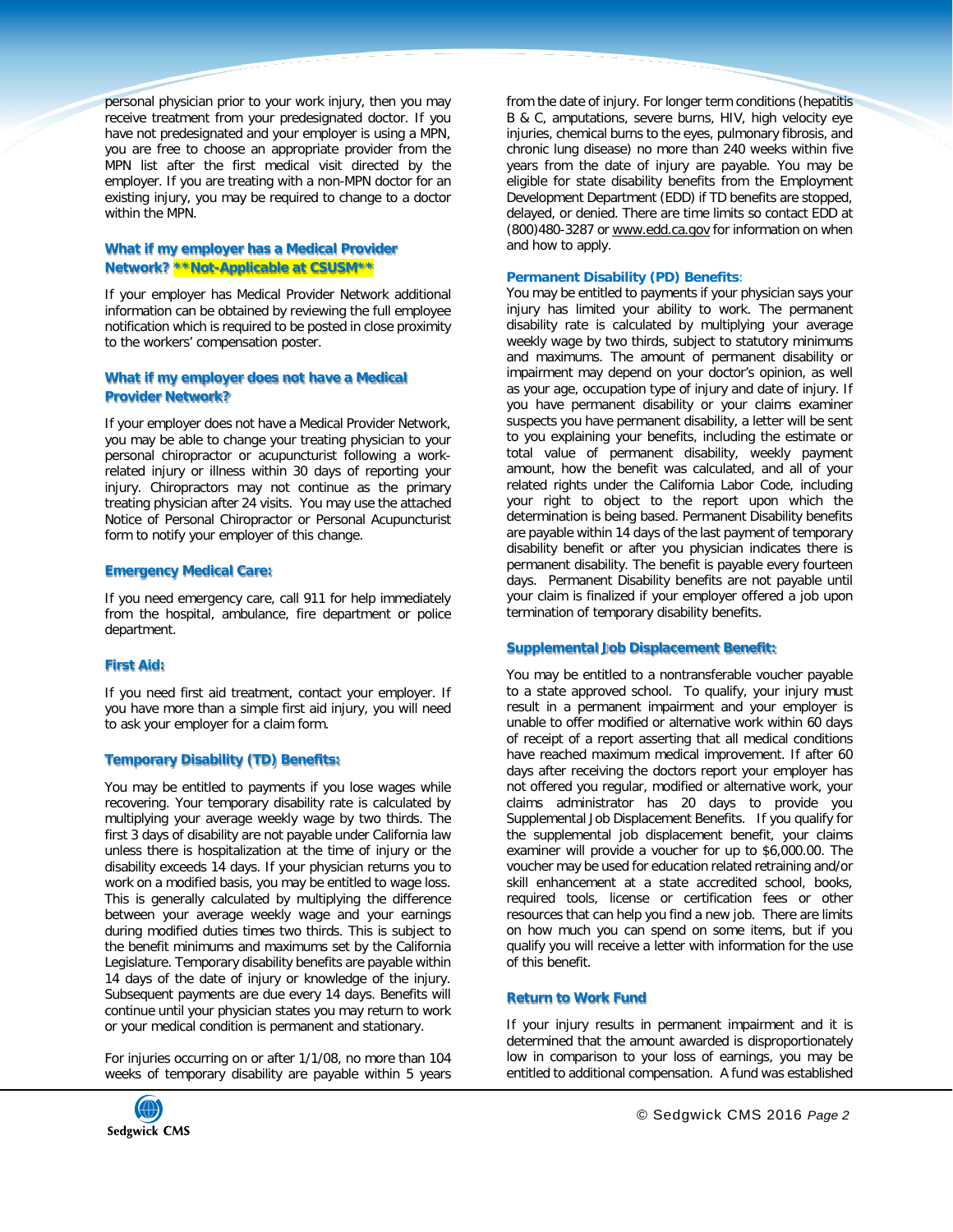personal physician prior to your work injury, then you may receive treatment from your predesignated doctor. If you have not predesignated and your employer is using a MPN, you are free to choose an appropriate provider from the MPN list after the first medical visit directed by the employer. If you are treating with a non-MPN doctor for an existing injury, you may be required to change to a doctor within the MPN.

### What if my employer has a Medical Provider Network? **Not-Applicable at CSUSM**

If your employer has Medical Provider Network additional information can be obtained by reviewing the full employee notification which is required to be posted in close proximity to the workers' compensation poster.

### What if my employer does not have a Medical Provider Network?

If your employer does not have a Medical Provider Network, you may be able to change your treating physician to your personal chiropractor or acupuncturist following a work-related injury or illness within 30 days of reporting your injury. Chiropractors may not continue as the primary treating physician after 24 visits. You may use the attached Notice of Personal Chiropractor or Personal Acupuncturist form to notify your employer of this change.

### Emergency Medical Care:

If you need emergency care, call 911 for help immediately from the hospital, ambulance, fire department or police department.

### First Aid:

If you need first aid treatment, contact your employer. If you have more than a simple first aid injury, you will need to ask your employer for a claim form.

### Temporary Disability (TD) Benefits:

You may be entitled to payments if you lose wages while recovering. Your temporary disability rate is calculated by multiplying your average weekly wage by two thirds. The first 3 days of disability are not payable under California law unless there is hospitalization at the time of injury or the disability exceeds 14 days. If your physician returns you to work on a modified basis, you may be entitled to wage loss. This is generally calculated by multiplying the difference between your average weekly wage and your earnings during modified duties times two thirds. This is subject to the benefit minimums and maximums set by the California Legislature. Temporary disability benefits are payable within 14 days of the date of injury or knowledge of the injury. Subsequent payments are due every 14 days. Benefits will continue until your physician states you may return to work or your medical condition is permanent and stationary.

For injuries occurring on or after 1/1/08, no more than 104 weeks of temporary disability are payable within 5 years from the date of injury. For longer term conditions (hepatitis B & C, amputations, severe burns, HIV, high velocity eye injuries, chemical burns to the eyes, pulmonary fibrosis, and chronic lung disease) no more than 240 weeks within five years from the date of injury are payable. You may be eligible for state disability benefits from the Employment Development Department (EDD) if TD benefits are stopped, delayed, or denied. There are time limits so contact EDD at (800)480-3287 or www.edd.ca.gov for information on when and how to apply.

### Permanent Disability (PD) Benefits:

You may be entitled to payments if your physician says your injury has limited your ability to work. The permanent disability rate is calculated by multiplying your average weekly wage by two thirds, subject to statutory minimums and maximums. The amount of permanent disability or impairment may depend on your doctor's opinion, as well as your age, occupation type of injury and date of injury. If you have permanent disability or your claims examiner suspects you have permanent disability, a letter will be sent to you explaining your benefits, including the estimate or total value of permanent disability, weekly payment amount, how the benefit was calculated, and all of your related rights under the California Labor Code, including your right to object to the report upon which the determination is being based. Permanent Disability benefits are payable within 14 days of the last payment of temporary disability benefit or after you physician indicates there is permanent disability. The benefit is payable every fourteen days. Permanent Disability benefits are not payable until your claim is finalized if your employer offered a job upon termination of temporary disability benefits.

### Supplemental Job Displacement Benefit:

You may be entitled to a nontransferable voucher payable to a state approved school. To qualify, your injury must result in a permanent impairment and your employer is unable to offer modified or alternative work within 60 days of receipt of a report asserting that all medical conditions have reached maximum medical improvement. If after 60 days after receiving the doctors report your employer has not offered you regular, modified or alternative work, your claims administrator has 20 days to provide you Supplemental Job Displacement Benefits. If you qualify for the supplemental job displacement benefit, your claims examiner will provide a voucher for up to $6,000.00. The voucher may be used for education related retraining and/or skill enhancement at a state accredited school, books, required tools, license or certification fees or other resources that can help you find a new job. There are limits on how much you can spend on some items, but if you qualify you will receive a letter with information for the use of this benefit.

### Return to Work Fund

If your injury results in permanent impairment and it is determined that the amount awarded is disproportionately low in comparison to your loss of earnings, you may be entitled to additional compensation. A fund was established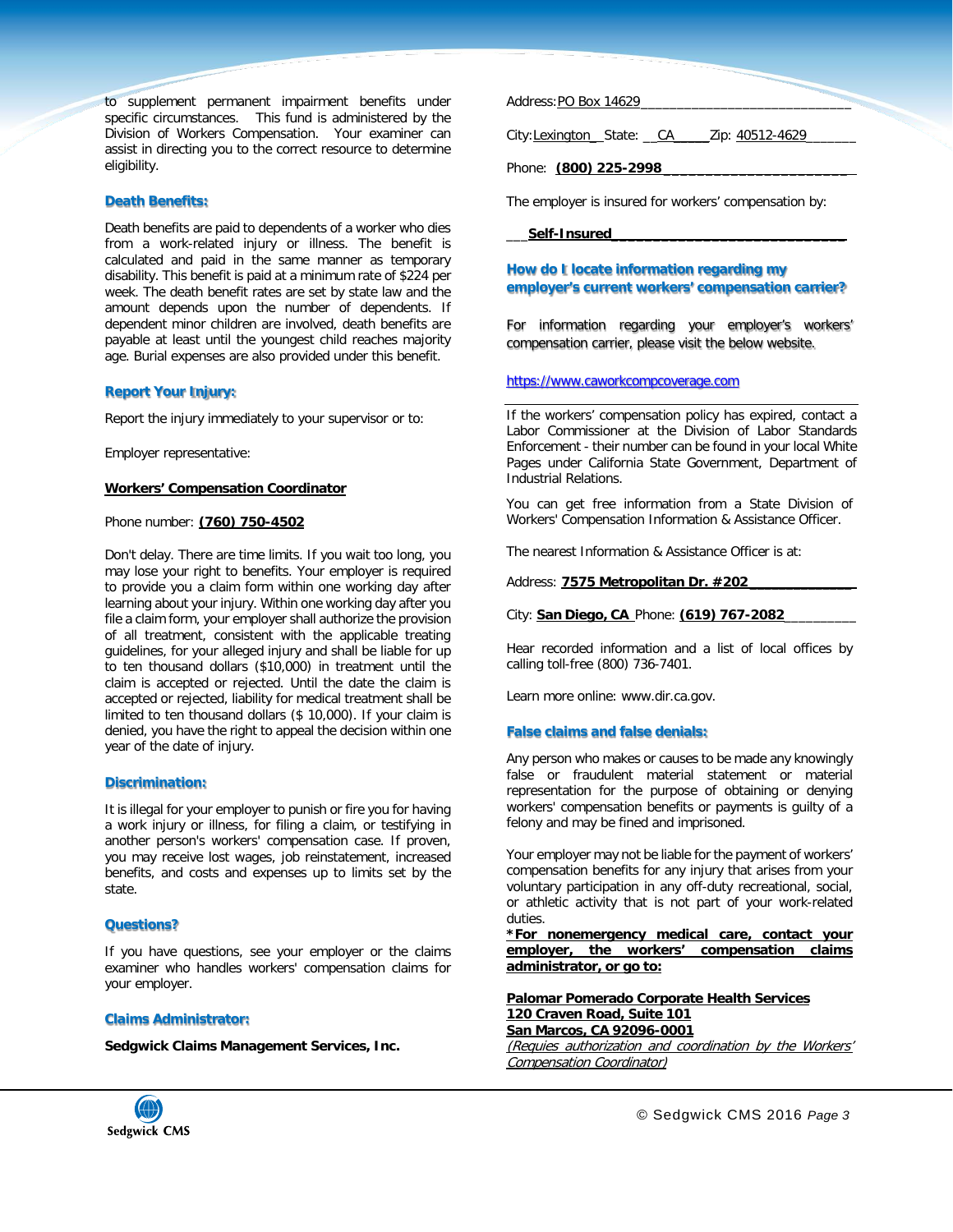to supplement permanent impairment benefits under specific circumstances. This fund is administered by the Division of Workers Compensation. Your examiner can assist in directing you to the correct resource to determine eligibility.

### Death Benefits:

Death benefits are paid to dependents of a worker who dies from a work-related injury or illness. The benefit is calculated and paid in the same manner as temporary disability. This benefit is paid at a minimum rate of $224 per week. The death benefit rates are set by state law and the amount depends upon the number of dependents. If dependent minor children are involved, death benefits are payable at least until the youngest child reaches majority age. Burial expenses are also provided under this benefit.

### Report Your Injury:

Report the injury immediately to your supervisor or to:

Employer representative:

**Workers' Compensation Coordinator**

Phone number: **(760) 750-4502**

Don't delay. There are time limits. If you wait too long, you may lose your right to benefits. Your employer is required to provide you a claim form within one working day after learning about your injury. Within one working day after you file a claim form, your employer shall authorize the provision of all treatment, consistent with the applicable treating guidelines, for your alleged injury and shall be liable for up to ten thousand dollars ($10,000) in treatment until the claim is accepted or rejected. Until the date the claim is accepted or rejected, liability for medical treatment shall be limited to ten thousand dollars ($ 10,000). If your claim is denied, you have the right to appeal the decision within one year of the date of injury.

### Discrimination:

It is illegal for your employer to punish or fire you for having a work injury or illness, for filing a claim, or testifying in another person's workers' compensation case. If proven, you may receive lost wages, job reinstatement, increased benefits, and costs and expenses up to limits set by the state.

### Questions?

If you have questions, see your employer or the claims examiner who handles workers' compensation claims for your employer.

### Claims Administrator:

**Sedgwick Claims Management Services, Inc.**

Address: PO Box 14629

City: Lexington State: CA Zip: 40512-4629

Phone: **(800) 225-2998**

The employer is insured for workers' compensation by:

**Self-Insured**

### How do I locate information regarding my employer's current workers' compensation carrier?

For information regarding your employer's workers' compensation carrier, please visit the below website.

https://www.caworkcompcoverage.com

If the workers' compensation policy has expired, contact a Labor Commissioner at the Division of Labor Standards Enforcement - their number can be found in your local White Pages under California State Government, Department of Industrial Relations.

You can get free information from a State Division of Workers' Compensation Information & Assistance Officer.

The nearest Information & Assistance Officer is at:

Address: **7575 Metropolitan Dr. #202**

City: **San Diego, CA** Phone: **(619) 767-2082**

Hear recorded information and a list of local offices by calling toll-free (800) 736-7401.

Learn more online: www.dir.ca.gov.

### False claims and false denials:

Any person who makes or causes to be made any knowingly false or fraudulent material statement or material representation for the purpose of obtaining or denying workers' compensation benefits or payments is guilty of a felony and may be fined and imprisoned.

Your employer may not be liable for the payment of workers' compensation benefits for any injury that arises from your voluntary participation in any off-duty recreational, social, or athletic activity that is not part of your work-related duties.

***For nonemergency medical care, contact your employer, the workers' compensation claims administrator, or go to:**

**Palomar Pomerado Corporate Health Services**
**120 Craven Road, Suite 101**
**San Marcos, CA 92096-0001**
*(Requies authorization and coordination by the Workers' Compensation Coordinator)*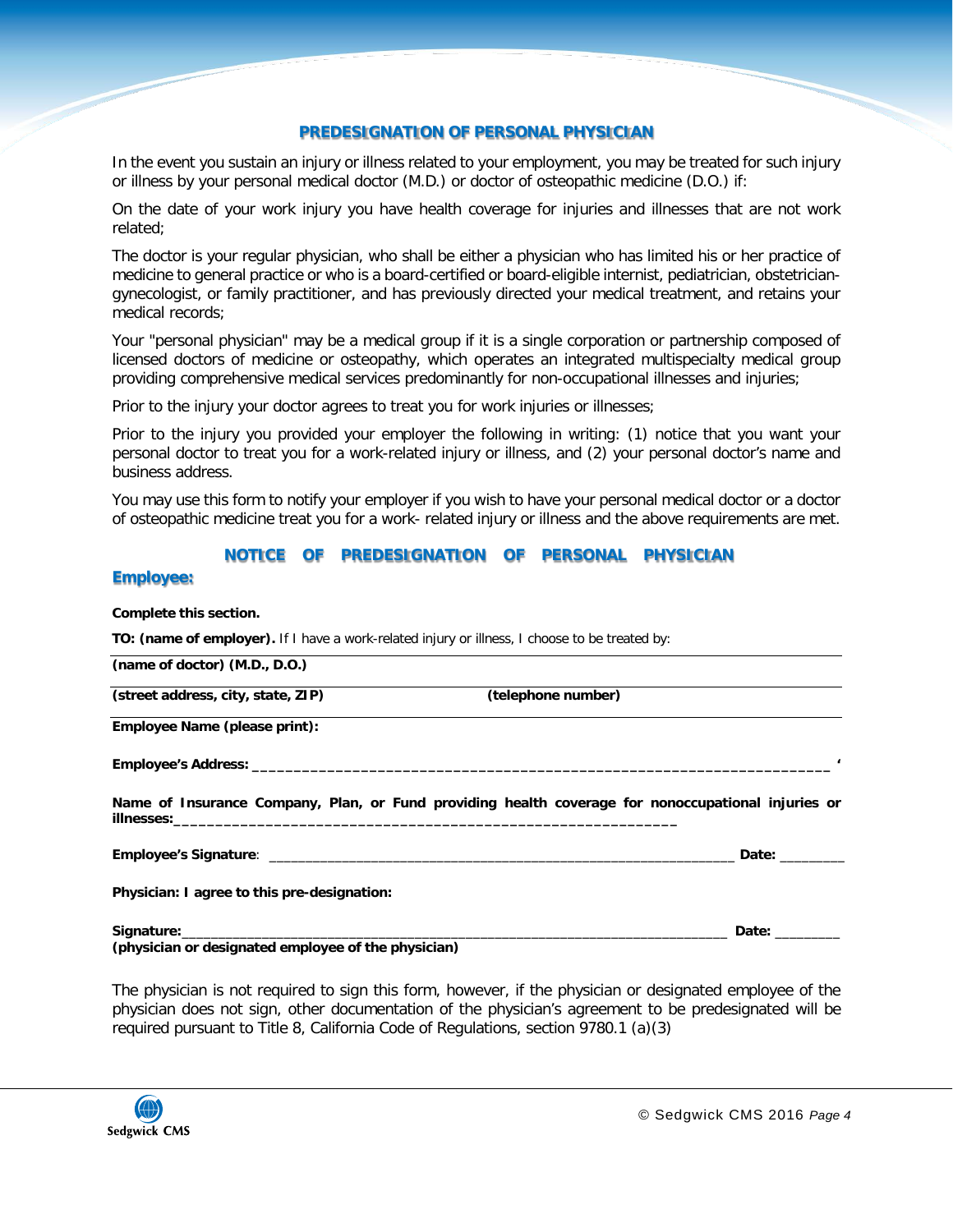## PREDESIGNATION OF PERSONAL PHYSICIAN

In the event you sustain an injury or illness related to your employment, you may be treated for such injury or illness by your personal medical doctor (M.D.) or doctor of osteopathic medicine (D.O.) if:

On the date of your work injury you have health coverage for injuries and illnesses that are not work related;

The doctor is your regular physician, who shall be either a physician who has limited his or her practice of medicine to general practice or who is a board-certified or board-eligible internist, pediatrician, obstetrician-gynecologist, or family practitioner, and has previously directed your medical treatment, and retains your medical records;

Your "personal physician" may be a medical group if it is a single corporation or partnership composed of licensed doctors of medicine or osteopathy, which operates an integrated multispecialty medical group providing comprehensive medical services predominantly for non-occupational illnesses and injuries;

Prior to the injury your doctor agrees to treat you for work injuries or illnesses;

Prior to the injury you provided your employer the following in writing: (1) notice that you want your personal doctor to treat you for a work-related injury or illness, and (2) your personal doctor's name and business address.

You may use this form to notify your employer if you wish to have your personal medical doctor or a doctor of osteopathic medicine treat you for a work- related injury or illness and the above requirements are met.

## NOTICE OF PREDESIGNATION OF PERSONAL PHYSICIAN

### Employee:

**Complete this section.**

**TO: (name of employer).** If I have a work-related injury or illness, I choose to be treated by:

**(name of doctor) (M.D., D.O.)**

**(street address, city, state, ZIP)** **(telephone number)**

**Employee Name (please print):**

**Employee's Address:** ____________________________________________________________________ '

**Name of Insurance Company, Plan, or Fund providing health coverage for nonoccupational injuries or illnesses:**____________________________________________________________

**Employee's Signature**: ____________________________________________________________ **Date:** ________

**Physician: I agree to this pre-designation:**

**Signature:**_____________________________________________________________________ **Date:** ________
**(physician or designated employee of the physician)**

The physician is not required to sign this form, however, if the physician or designated employee of the physician does not sign, other documentation of the physician's agreement to be predesignated will be required pursuant to Title 8, California Code of Regulations, section 9780.1 (a)(3)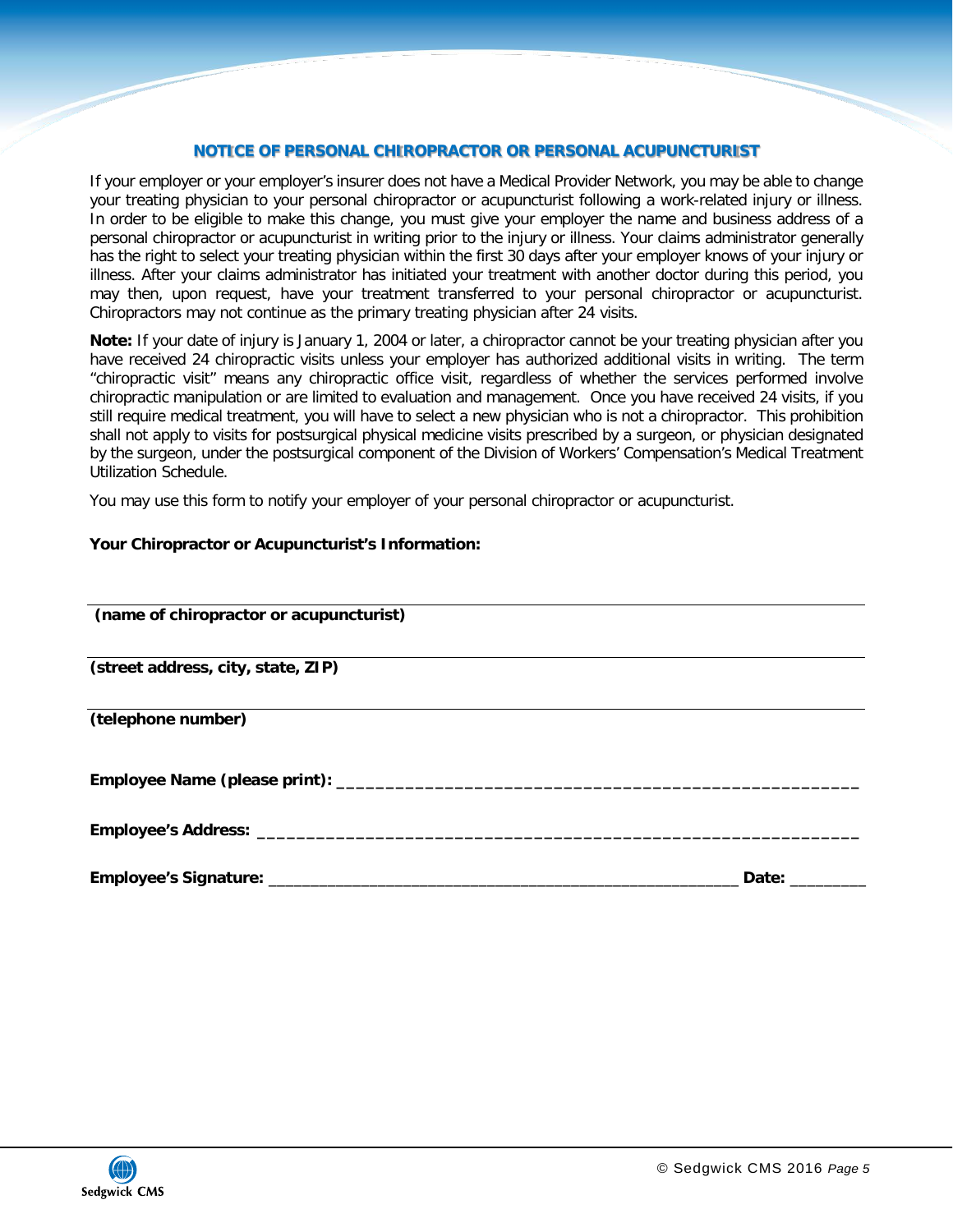## NOTICE OF PERSONAL CHIROPRACTOR OR PERSONAL ACUPUNCTURIST

If your employer or your employer's insurer does not have a Medical Provider Network, you may be able to change your treating physician to your personal chiropractor or acupuncturist following a work-related injury or illness. In order to be eligible to make this change, you must give your employer the name and business address of a personal chiropractor or acupuncturist in writing prior to the injury or illness. Your claims administrator generally has the right to select your treating physician within the first 30 days after your employer knows of your injury or illness. After your claims administrator has initiated your treatment with another doctor during this period, you may then, upon request, have your treatment transferred to your personal chiropractor or acupuncturist. Chiropractors may not continue as the primary treating physician after 24 visits.

**Note:** If your date of injury is January 1, 2004 or later, a chiropractor cannot be your treating physician after you have received 24 chiropractic visits unless your employer has authorized additional visits in writing. The term "chiropractic visit" means any chiropractic office visit, regardless of whether the services performed involve chiropractic manipulation or are limited to evaluation and management. Once you have received 24 visits, if you still require medical treatment, you will have to select a new physician who is not a chiropractor. This prohibition shall not apply to visits for postsurgical physical medicine visits prescribed by a surgeon, or physician designated by the surgeon, under the postsurgical component of the Division of Workers' Compensation's Medical Treatment Utilization Schedule.

You may use this form to notify your employer of your personal chiropractor or acupuncturist.

**Your Chiropractor or Acupuncturist's Information:**

___________________________________________________________

**(name of chiropractor or acupuncturist)**

___________________________________________________________

**(street address, city, state, ZIP)**

___________________________________________________________

**(telephone number)**

**Employee Name (please print):** ___________________________________________________

**Employee's Address:** __________________________________________________________

**Employee's Signature:** ___________________________________________________ **Date:** ________

© Sedgwick CMS 2016